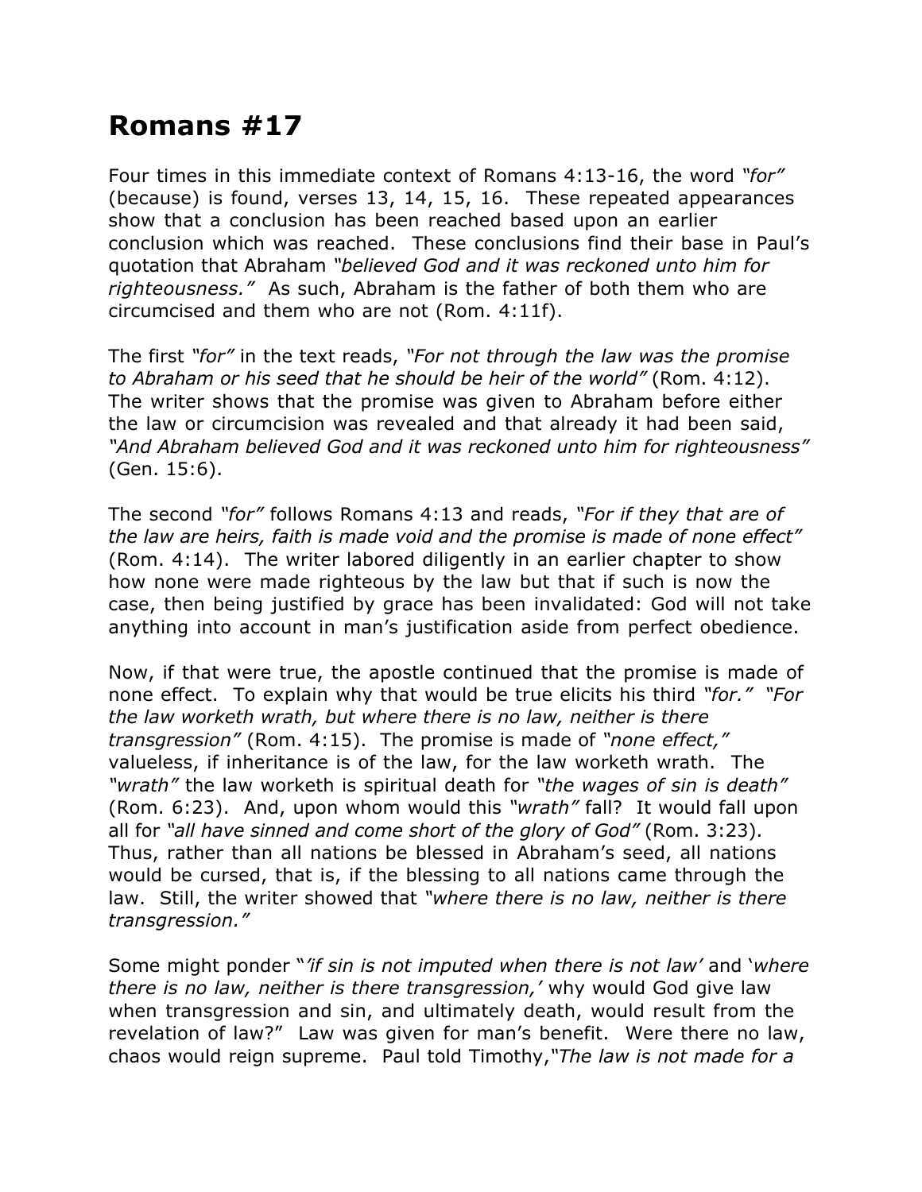# Romans #17

Four times in this immediate context of Romans 4:13-16, the word *"for"* (because) is found, verses 13, 14, 15, 16. These repeated appearances show that a conclusion has been reached based upon an earlier conclusion which was reached. These conclusions find their base in Paul's quotation that Abraham *"believed God and it was reckoned unto him for righteousness."* As such, Abraham is the father of both them who are circumcised and them who are not (Rom. 4:11f).

The first *"for"* in the text reads, *"For not through the law was the promise to Abraham or his seed that he should be heir of the world"* (Rom. 4:12). The writer shows that the promise was given to Abraham before either the law or circumcision was revealed and that already it had been said, *"And Abraham believed God and it was reckoned unto him for righteousness"* (Gen. 15:6).

The second *"for"* follows Romans 4:13 and reads, *"For if they that are of the law are heirs, faith is made void and the promise is made of none effect"* (Rom. 4:14). The writer labored diligently in an earlier chapter to show how none were made righteous by the law but that if such is now the case, then being justified by grace has been invalidated: God will not take anything into account in man's justification aside from perfect obedience.

Now, if that were true, the apostle continued that the promise is made of none effect. To explain why that would be true elicits his third *"for."* *"For the law worketh wrath, but where there is no law, neither is there transgression"* (Rom. 4:15). The promise is made of *"none effect,"* valueless, if inheritance is of the law, for the law worketh wrath. The *"wrath"* the law worketh is spiritual death for *"the wages of sin is death"* (Rom. 6:23). And, upon whom would this *"wrath"* fall? It would fall upon all for *"all have sinned and come short of the glory of God"* (Rom. 3:23). Thus, rather than all nations be blessed in Abraham's seed, all nations would be cursed, that is, if the blessing to all nations came through the law. Still, the writer showed that *"where there is no law, neither is there transgression."*

Some might ponder "*'if sin is not imputed when there is not law'* and '*where there is no law, neither is there transgression,'* why would God give law when transgression and sin, and ultimately death, would result from the revelation of law?" Law was given for man's benefit. Were there no law, chaos would reign supreme. Paul told Timothy,*"The law is not made for a*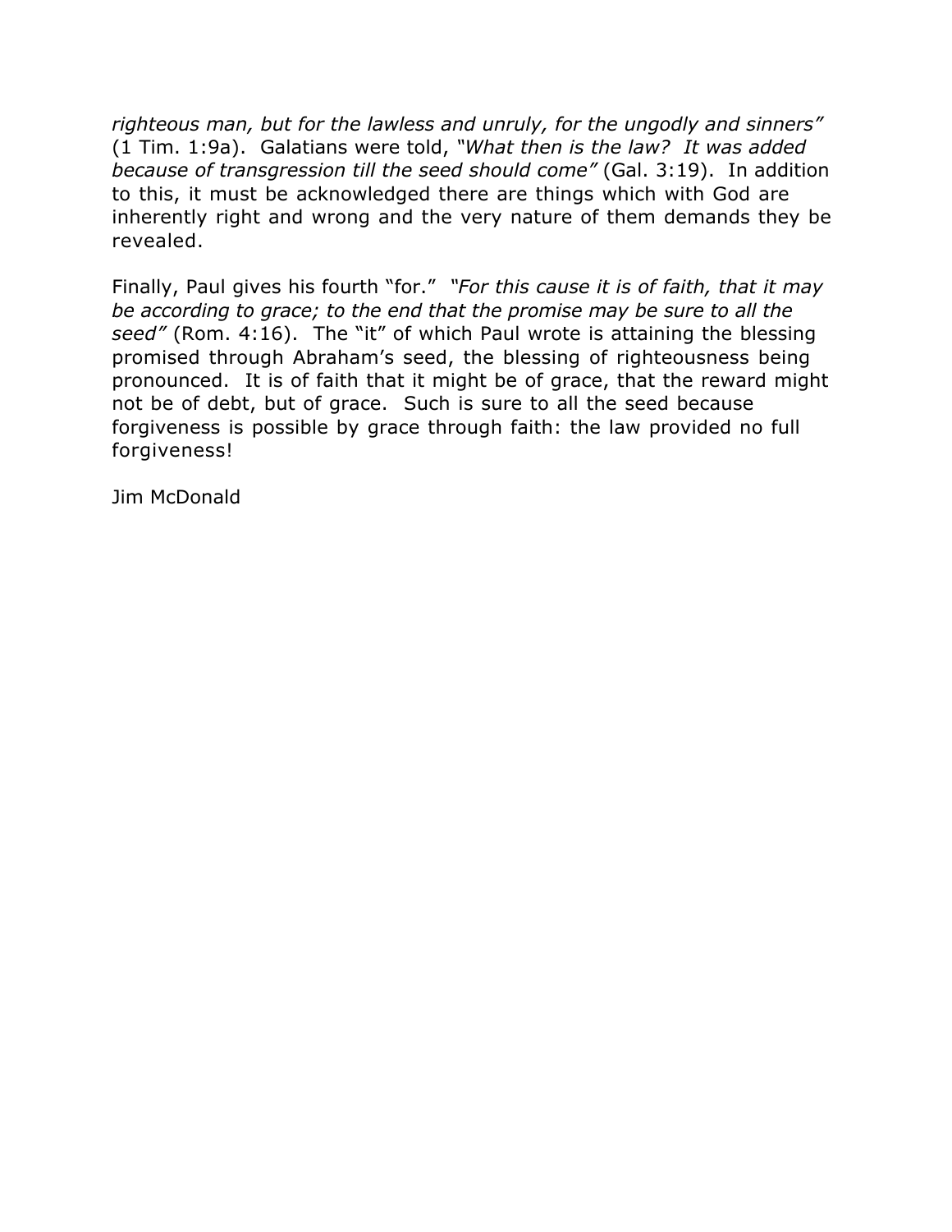*righteous man, but for the lawless and unruly, for the ungodly and sinners"* (1 Tim. 1:9a). Galatians were told, *"What then is the law? It was added because of transgression till the seed should come"* (Gal. 3:19). In addition to this, it must be acknowledged there are things which with God are inherently right and wrong and the very nature of them demands they be revealed.

Finally, Paul gives his fourth "for." *"For this cause it is of faith, that it may be according to grace; to the end that the promise may be sure to all the seed"* (Rom. 4:16). The "it" of which Paul wrote is attaining the blessing promised through Abraham's seed, the blessing of righteousness being pronounced. It is of faith that it might be of grace, that the reward might not be of debt, but of grace. Such is sure to all the seed because forgiveness is possible by grace through faith: the law provided no full forgiveness!

Jim McDonald